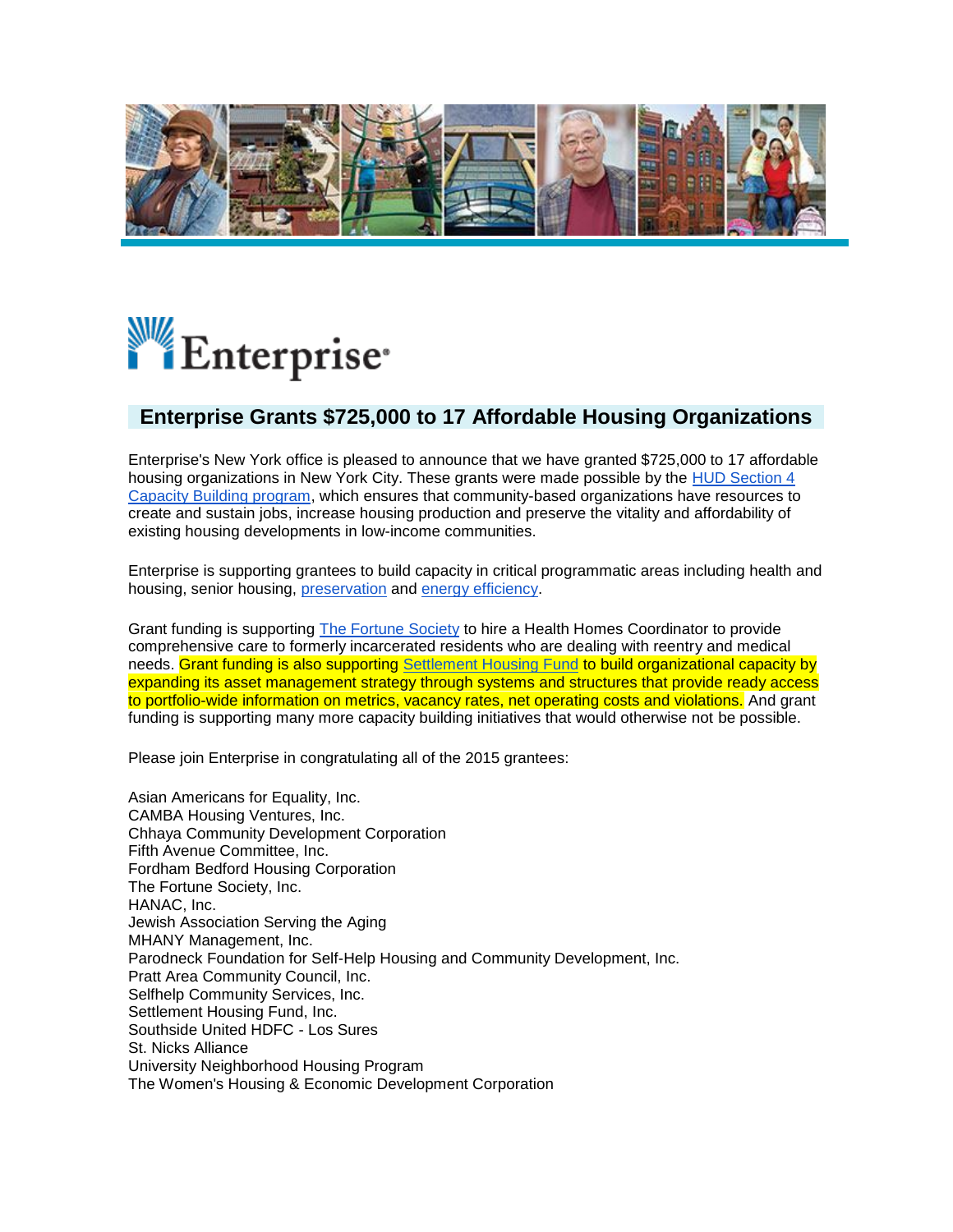Enterprise

## Enterprise Grants $725,000 to 17 Affordable Housing Organizations

Enterprise's New York office is pleased to announce that we have granted $725,000 to 17 affordable housing organizations in New York City. These grants were made possible by the HUD Section 4 Capacity Building program, which ensures that community-based organizations have resources to create and sustain jobs, increase housing production and preserve the vitality and affordability of existing housing developments in low-income communities.

Enterprise is supporting grantees to build capacity in critical programmatic areas including health and housing, senior housing, preservation and energy efficiency.

Grant funding is supporting The Fortune Society to hire a Health Homes Coordinator to provide comprehensive care to formerly incarcerated residents who are dealing with reentry and medical needs. Grant funding is also supporting Settlement Housing Fund to build organizational capacity by expanding its asset management strategy through systems and structures that provide ready access to portfolio-wide information on metrics, vacancy rates, net operating costs and violations. And grant funding is supporting many more capacity building initiatives that would otherwise not be possible.

Please join Enterprise in congratulating all of the 2015 grantees:

Asian Americans for Equality, Inc.
CAMBA Housing Ventures, Inc.
Chhaya Community Development Corporation
Fifth Avenue Committee, Inc.
Fordham Bedford Housing Corporation
The Fortune Society, Inc.
HANAC, Inc.
Jewish Association Serving the Aging
MHANY Management, Inc.
Parodneck Foundation for Self-Help Housing and Community Development, Inc.
Pratt Area Community Council, Inc.
Selfhelp Community Services, Inc.
Settlement Housing Fund, Inc.
Southside United HDFC - Los Sures
St. Nicks Alliance
University Neighborhood Housing Program
The Women's Housing & Economic Development Corporation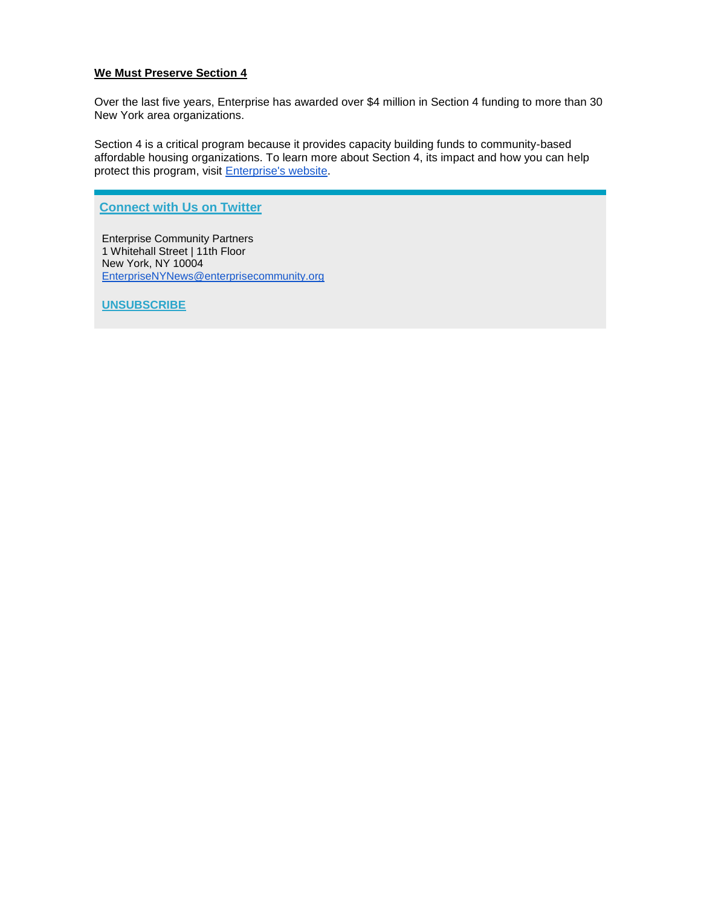**We Must Preserve Section 4**

Over the last five years, Enterprise has awarded over $4 million in Section 4 funding to more than 30 New York area organizations.

Section 4 is a critical program because it provides capacity building funds to community-based affordable housing organizations. To learn more about Section 4, its impact and how you can help protect this program, visit Enterprise's website.

**Connect with Us on Twitter**

Enterprise Community Partners
1 Whitehall Street | 11th Floor
New York, NY 10004
EnterpriseNYNews@enterprisecommunity.org

**UNSUBSCRIBE**